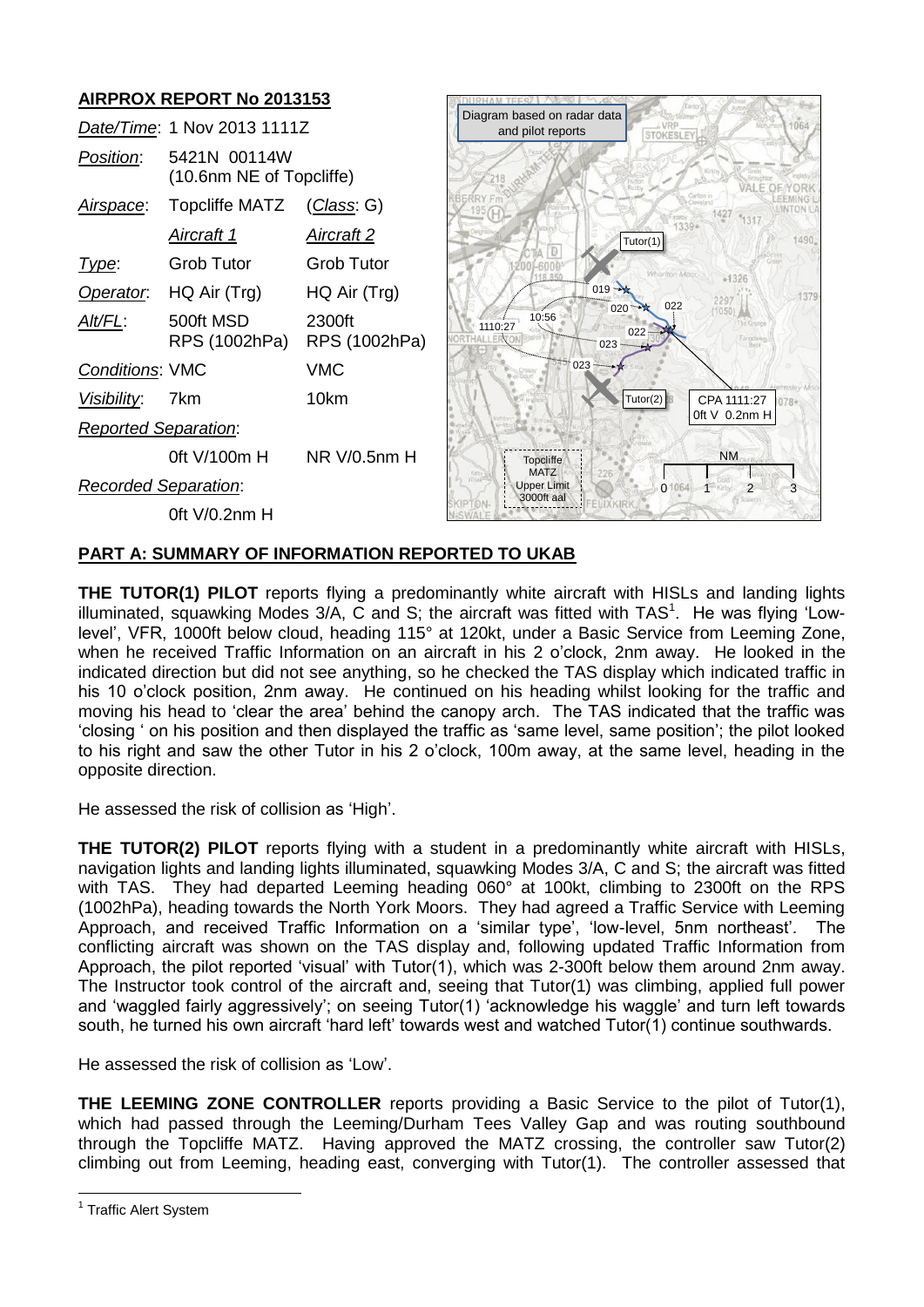## AIRPROX REPORT No 2013153

| | | |
|---|---|---|
| *Date/Time*: | 1 Nov 2013 1111Z | |
| *Position*: | 5421N 00114W (10.6nm NE of Topcliffe) | |
| *Airspace*: | Topcliffe MATZ | (*Class*: G) |
| | *Aircraft 1* | *Aircraft 2* |
| *Type*: | Grob Tutor | Grob Tutor |
| *Operator*: | HQ Air (Trg) | HQ Air (Trg) |
| *Alt/FL*: | 500ft MSD RPS (1002hPa) | 2300ft RPS (1002hPa) |
| *Conditions*: | VMC | VMC |
| *Visibility*: | 7km | 10km |
| *Reported Separation*: | | |
| | 0ft V/100m H | NR V/0.5nm H |
| *Recorded Separation*: | | |
| | 0ft V/0.2nm H | |

Diagram based on radar data and pilot reports

### PART A: SUMMARY OF INFORMATION REPORTED TO UKAB

**THE TUTOR(1) PILOT** reports flying a predominantly white aircraft with HISLs and landing lights illuminated, squawking Modes 3/A, C and S; the aircraft was fitted with TAS[1]. He was flying 'Low-level', VFR, 1000ft below cloud, heading 115° at 120kt, under a Basic Service from Leeming Zone, when he received Traffic Information on an aircraft in his 2 o'clock, 2nm away. He looked in the indicated direction but did not see anything, so he checked the TAS display which indicated traffic in his 10 o'clock position, 2nm away. He continued on his heading whilst looking for the traffic and moving his head to 'clear the area' behind the canopy arch. The TAS indicated that the traffic was 'closing ' on his position and then displayed the traffic as 'same level, same position'; the pilot looked to his right and saw the other Tutor in his 2 o'clock, 100m away, at the same level, heading in the opposite direction.

He assessed the risk of collision as 'High'.

**THE TUTOR(2) PILOT** reports flying with a student in a predominantly white aircraft with HISLs, navigation lights and landing lights illuminated, squawking Modes 3/A, C and S; the aircraft was fitted with TAS. They had departed Leeming heading 060° at 100kt, climbing to 2300ft on the RPS (1002hPa), heading towards the North York Moors. They had agreed a Traffic Service with Leeming Approach, and received Traffic Information on a 'similar type', 'low-level, 5nm northeast'. The conflicting aircraft was shown on the TAS display and, following updated Traffic Information from Approach, the pilot reported 'visual' with Tutor(1), which was 2-300ft below them around 2nm away. The Instructor took control of the aircraft and, seeing that Tutor(1) was climbing, applied full power and 'waggled fairly aggressively'; on seeing Tutor(1) 'acknowledge his waggle' and turn left towards south, he turned his own aircraft 'hard left' towards west and watched Tutor(1) continue southwards.

He assessed the risk of collision as 'Low'.

**THE LEEMING ZONE CONTROLLER** reports providing a Basic Service to the pilot of Tutor(1), which had passed through the Leeming/Durham Tees Valley Gap and was routing southbound through the Topcliffe MATZ. Having approved the MATZ crossing, the controller saw Tutor(2) climbing out from Leeming, heading east, converging with Tutor(1). The controller assessed that

[1] Traffic Alert System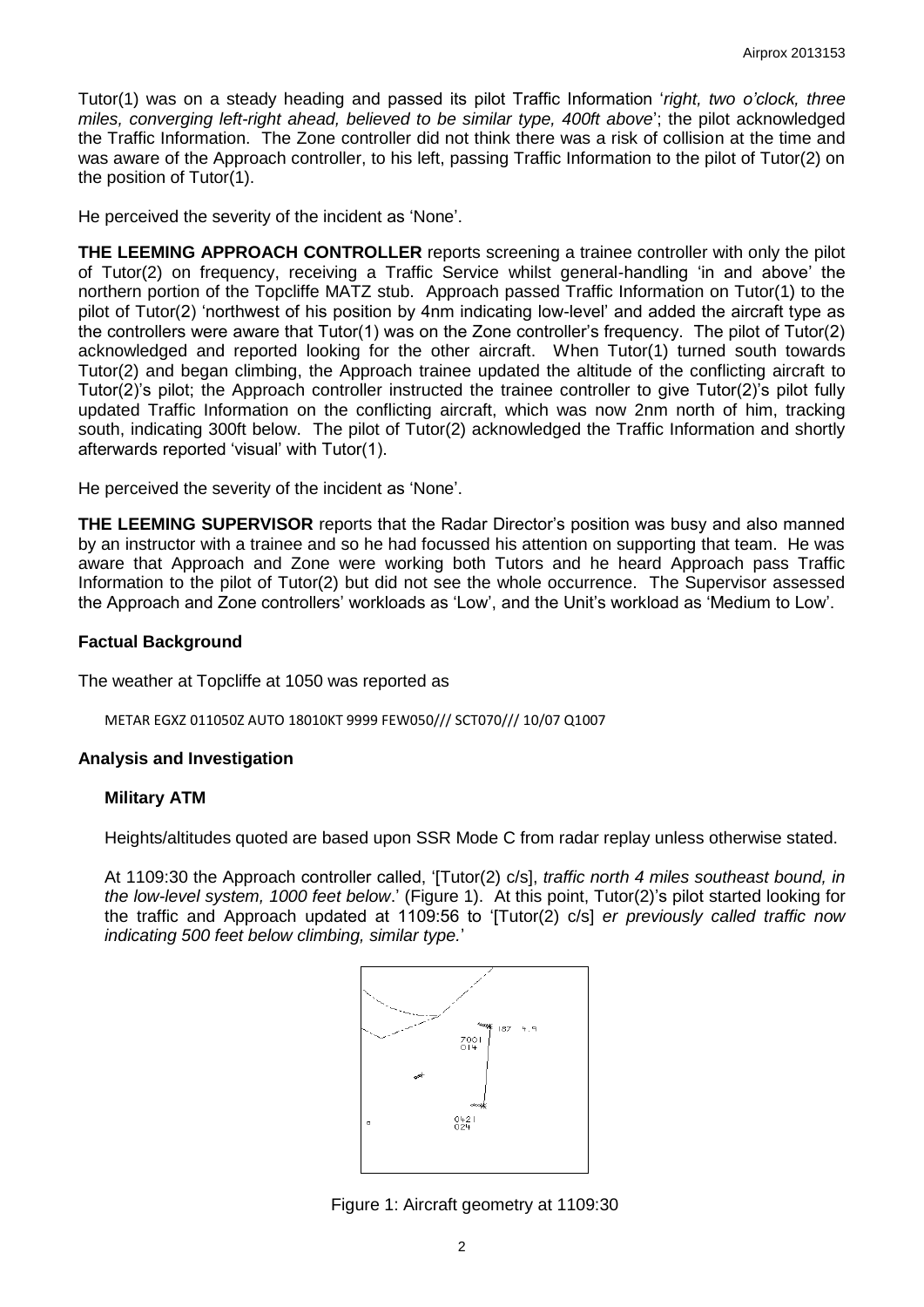Tutor(1) was on a steady heading and passed its pilot Traffic Information '*right, two o'clock, three miles, converging left-right ahead, believed to be similar type, 400ft above*'; the pilot acknowledged the Traffic Information. The Zone controller did not think there was a risk of collision at the time and was aware of the Approach controller, to his left, passing Traffic Information to the pilot of Tutor(2) on the position of Tutor(1).

He perceived the severity of the incident as 'None'.

**THE LEEMING APPROACH CONTROLLER** reports screening a trainee controller with only the pilot of Tutor(2) on frequency, receiving a Traffic Service whilst general-handling 'in and above' the northern portion of the Topcliffe MATZ stub. Approach passed Traffic Information on Tutor(1) to the pilot of Tutor(2) 'northwest of his position by 4nm indicating low-level' and added the aircraft type as the controllers were aware that Tutor(1) was on the Zone controller's frequency. The pilot of Tutor(2) acknowledged and reported looking for the other aircraft. When Tutor(1) turned south towards Tutor(2) and began climbing, the Approach trainee updated the altitude of the conflicting aircraft to Tutor(2)'s pilot; the Approach controller instructed the trainee controller to give Tutor(2)'s pilot fully updated Traffic Information on the conflicting aircraft, which was now 2nm north of him, tracking south, indicating 300ft below. The pilot of Tutor(2) acknowledged the Traffic Information and shortly afterwards reported 'visual' with Tutor(1).

He perceived the severity of the incident as 'None'.

**THE LEEMING SUPERVISOR** reports that the Radar Director's position was busy and also manned by an instructor with a trainee and so he had focussed his attention on supporting that team. He was aware that Approach and Zone were working both Tutors and he heard Approach pass Traffic Information to the pilot of Tutor(2) but did not see the whole occurrence. The Supervisor assessed the Approach and Zone controllers' workloads as 'Low', and the Unit's workload as 'Medium to Low'.

## Factual Background

The weather at Topcliffe at 1050 was reported as

```
METAR EGXZ 011050Z AUTO 18010KT 9999 FEW050/// SCT070/// 10/07 Q1007
```

## Analysis and Investigation

### Military ATM

Heights/altitudes quoted are based upon SSR Mode C from radar replay unless otherwise stated.

At 1109:30 the Approach controller called, '[Tutor(2) c/s], *traffic north 4 miles southeast bound, in the low-level system, 1000 feet below*.' (Figure 1). At this point, Tutor(2)'s pilot started looking for the traffic and Approach updated at 1109:56 to '[Tutor(2) c/s] *er previously called traffic now indicating 500 feet below climbing, similar type.*'

Figure 1: Aircraft geometry at 1109:30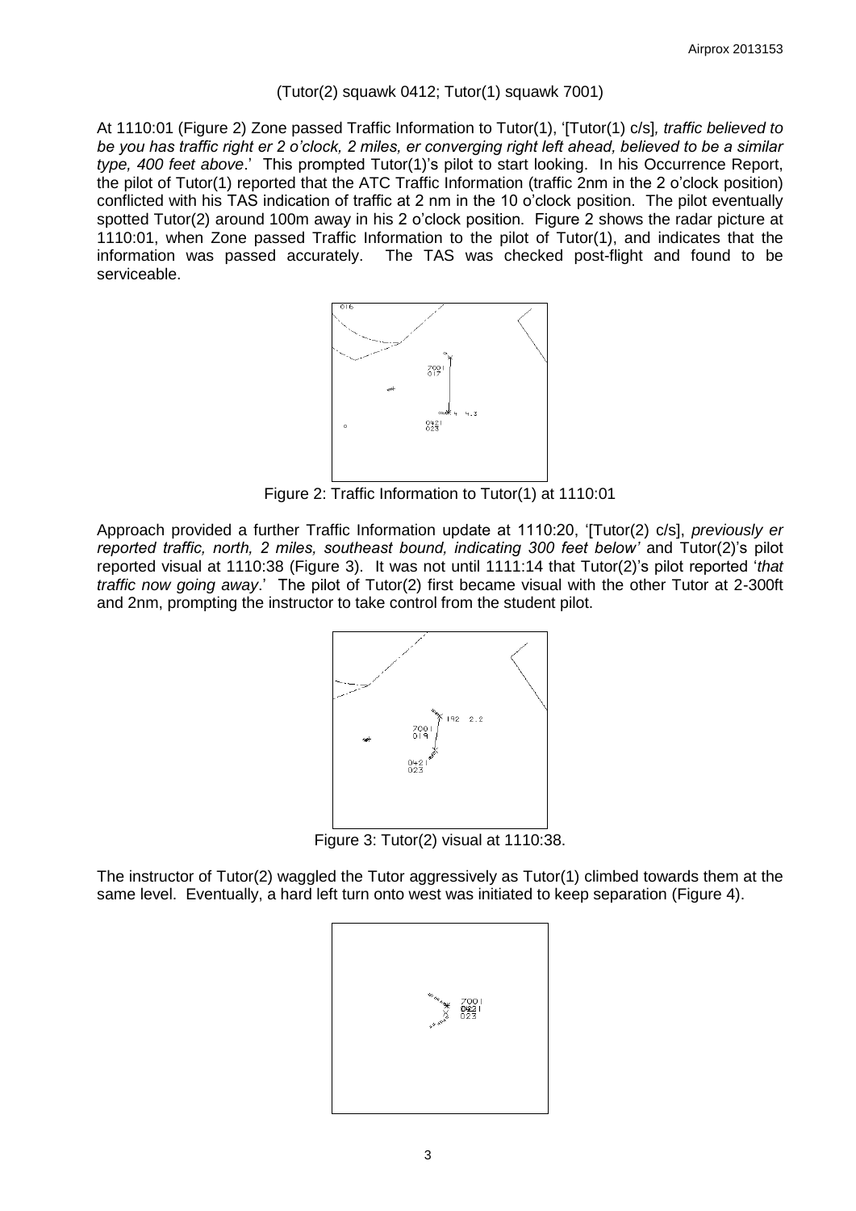(Tutor(2) squawk 0412; Tutor(1) squawk 7001)

At 1110:01 (Figure 2) Zone passed Traffic Information to Tutor(1), '[Tutor(1) c/s], *traffic believed to be you has traffic right er 2 o'clock, 2 miles, er converging right left ahead, believed to be a similar type, 400 feet above*.' This prompted Tutor(1)'s pilot to start looking. In his Occurrence Report, the pilot of Tutor(1) reported that the ATC Traffic Information (traffic 2nm in the 2 o'clock position) conflicted with his TAS indication of traffic at 2 nm in the 10 o'clock position. The pilot eventually spotted Tutor(2) around 100m away in his 2 o'clock position. Figure 2 shows the radar picture at 1110:01, when Zone passed Traffic Information to the pilot of Tutor(1), and indicates that the information was passed accurately. The TAS was checked post-flight and found to be serviceable.

Figure 2: Traffic Information to Tutor(1) at 1110:01

Approach provided a further Traffic Information update at 1110:20, '[Tutor(2) c/s], *previously er reported traffic, north, 2 miles, southeast bound, indicating 300 feet below'* and Tutor(2)'s pilot reported visual at 1110:38 (Figure 3). It was not until 1111:14 that Tutor(2)'s pilot reported '*that traffic now going away*.' The pilot of Tutor(2) first became visual with the other Tutor at 2-300ft and 2nm, prompting the instructor to take control from the student pilot.

Figure 3: Tutor(2) visual at 1110:38.

The instructor of Tutor(2) waggled the Tutor aggressively as Tutor(1) climbed towards them at the same level. Eventually, a hard left turn onto west was initiated to keep separation (Figure 4).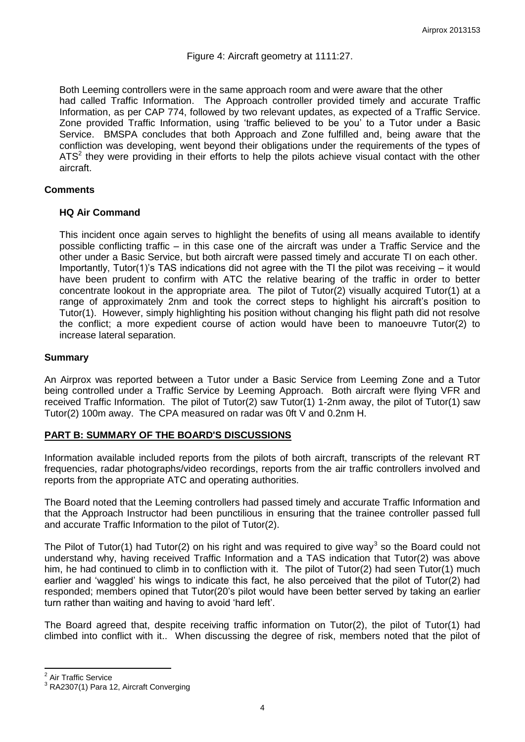Figure 4: Aircraft geometry at 1111:27.

Both Leeming controllers were in the same approach room and were aware that the other had called Traffic Information. The Approach controller provided timely and accurate Traffic Information, as per CAP 774, followed by two relevant updates, as expected of a Traffic Service. Zone provided Traffic Information, using 'traffic believed to be you' to a Tutor under a Basic Service. BMSPA concludes that both Approach and Zone fulfilled and, being aware that the confliction was developing, went beyond their obligations under the requirements of the types of ATS[2] they were providing in their efforts to help the pilots achieve visual contact with the other aircraft.

## Comments

### HQ Air Command

This incident once again serves to highlight the benefits of using all means available to identify possible conflicting traffic – in this case one of the aircraft was under a Traffic Service and the other under a Basic Service, but both aircraft were passed timely and accurate TI on each other. Importantly, Tutor(1)'s TAS indications did not agree with the TI the pilot was receiving – it would have been prudent to confirm with ATC the relative bearing of the traffic in order to better concentrate lookout in the appropriate area. The pilot of Tutor(2) visually acquired Tutor(1) at a range of approximately 2nm and took the correct steps to highlight his aircraft's position to Tutor(1). However, simply highlighting his position without changing his flight path did not resolve the conflict; a more expedient course of action would have been to manoeuvre Tutor(2) to increase lateral separation.

## Summary

An Airprox was reported between a Tutor under a Basic Service from Leeming Zone and a Tutor being controlled under a Traffic Service by Leeming Approach. Both aircraft were flying VFR and received Traffic Information. The pilot of Tutor(2) saw Tutor(1) 1-2nm away, the pilot of Tutor(1) saw Tutor(2) 100m away. The CPA measured on radar was 0ft V and 0.2nm H.

## PART B: SUMMARY OF THE BOARD'S DISCUSSIONS

Information available included reports from the pilots of both aircraft, transcripts of the relevant RT frequencies, radar photographs/video recordings, reports from the air traffic controllers involved and reports from the appropriate ATC and operating authorities.

The Board noted that the Leeming controllers had passed timely and accurate Traffic Information and that the Approach Instructor had been punctilious in ensuring that the trainee controller passed full and accurate Traffic Information to the pilot of Tutor(2).

The Pilot of Tutor(1) had Tutor(2) on his right and was required to give way[3] so the Board could not understand why, having received Traffic Information and a TAS indication that Tutor(2) was above him, he had continued to climb in to confliction with it. The pilot of Tutor(2) had seen Tutor(1) much earlier and 'waggled' his wings to indicate this fact, he also perceived that the pilot of Tutor(2) had responded; members opined that Tutor(20's pilot would have been better served by taking an earlier turn rather than waiting and having to avoid 'hard left'.

The Board agreed that, despite receiving traffic information on Tutor(2), the pilot of Tutor(1) had climbed into conflict with it.. When discussing the degree of risk, members noted that the pilot of

---

[2] Air Traffic Service

[3] RA2307(1) Para 12, Aircraft Converging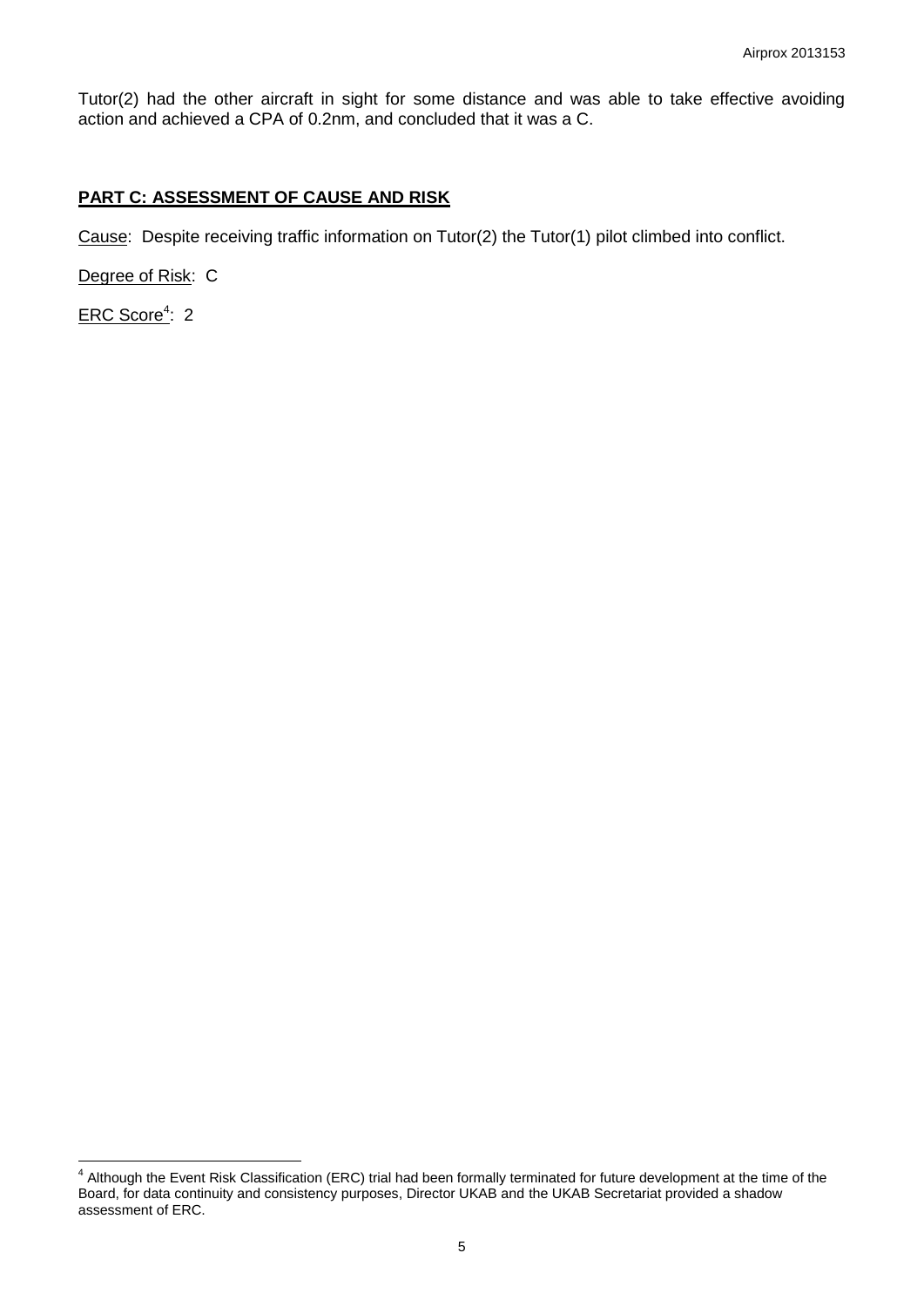Tutor(2) had the other aircraft in sight for some distance and was able to take effective avoiding action and achieved a CPA of 0.2nm, and concluded that it was a C.

## PART C: ASSESSMENT OF CAUSE AND RISK

Cause: Despite receiving traffic information on Tutor(2) the Tutor(1) pilot climbed into conflict.

Degree of Risk: C

ERC Score[4]: 2

[4] Although the Event Risk Classification (ERC) trial had been formally terminated for future development at the time of the Board, for data continuity and consistency purposes, Director UKAB and the UKAB Secretariat provided a shadow assessment of ERC.